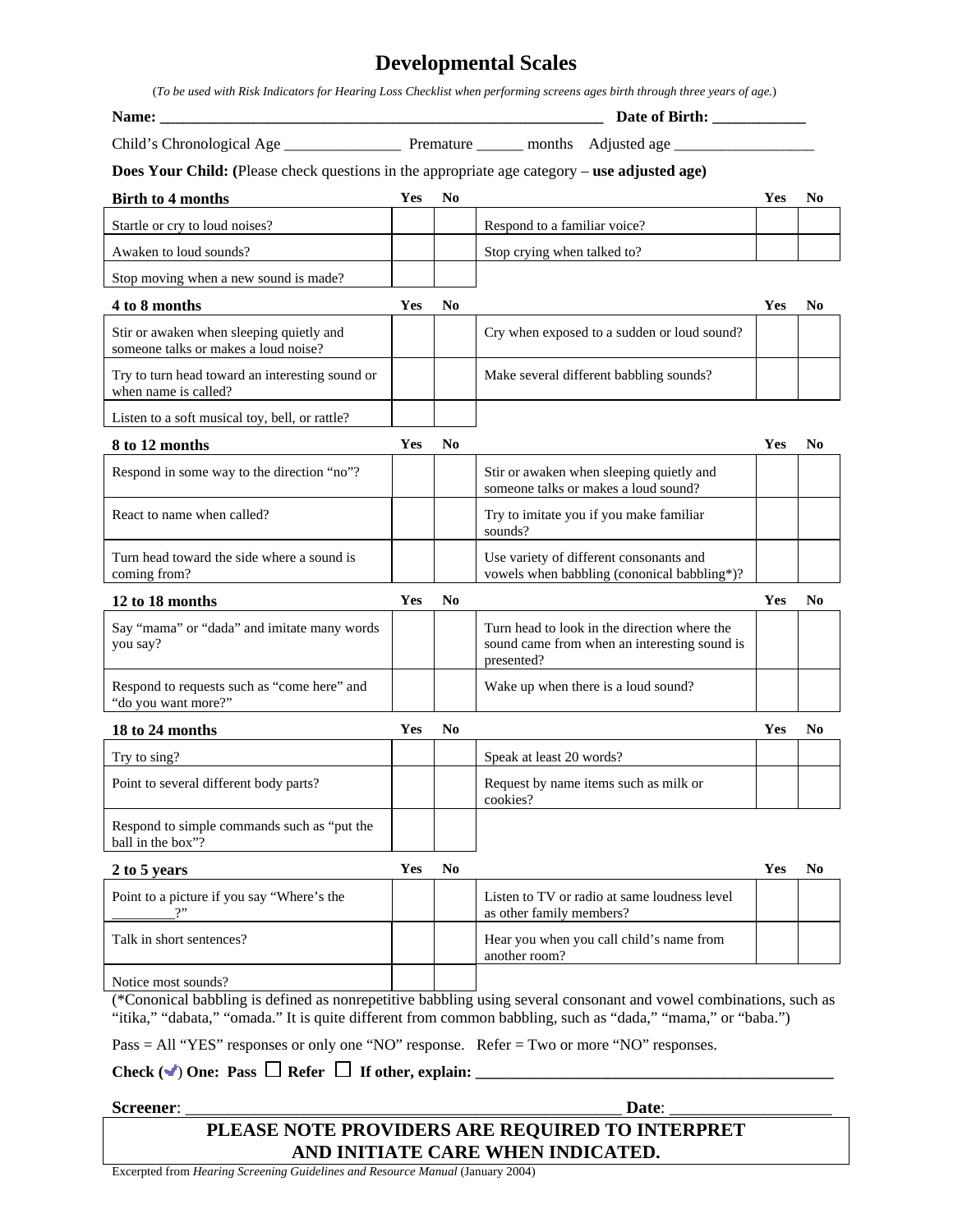# Developmental Scales

(*To be used with Risk Indicators for Hearing Loss Checklist when performing screens ages birth through three years of age.*)

**Name:** ________________________________________________________ **Date of Birth:** ____________

Child's Chronological Age _______________ Premature ______ months Adjusted age __________________

**Does Your Child: (**Please check questions in the appropriate age category – **use adjusted age)**

| **Birth to 4 months** | **Yes** | **No** | | **Yes** | **No** |
|---|---|---|---|---|---|
| Startle or cry to loud noises? | | | Respond to a familiar voice? | | |
| Awaken to loud sounds? | | | Stop crying when talked to? | | |
| Stop moving when a new sound is made? | | | | | |

| **4 to 8 months** | **Yes** | **No** | | **Yes** | **No** |
|---|---|---|---|---|---|
| Stir or awaken when sleeping quietly and someone talks or makes a loud noise? | | | Cry when exposed to a sudden or loud sound? | | |
| Try to turn head toward an interesting sound or when name is called? | | | Make several different babbling sounds? | | |
| Listen to a soft musical toy, bell, or rattle? | | | | | |

| **8 to 12 months** | **Yes** | **No** | | **Yes** | **No** |
|---|---|---|---|---|---|
| Respond in some way to the direction "no"? | | | Stir or awaken when sleeping quietly and someone talks or makes a loud sound? | | |
| React to name when called? | | | Try to imitate you if you make familiar sounds? | | |
| Turn head toward the side where a sound is coming from? | | | Use variety of different consonants and vowels when babbling (cononical babbling*)? | | |

| **12 to 18 months** | **Yes** | **No** | | **Yes** | **No** |
|---|---|---|---|---|---|
| Say "mama" or "dada" and imitate many words you say? | | | Turn head to look in the direction where the sound came from when an interesting sound is presented? | | |
| Respond to requests such as "come here" and "do you want more?" | | | Wake up when there is a loud sound? | | |

| **18 to 24 months** | **Yes** | **No** | | **Yes** | **No** |
|---|---|---|---|---|---|
| Try to sing? | | | Speak at least 20 words? | | |
| Point to several different body parts? | | | Request by name items such as milk or cookies? | | |
| Respond to simple commands such as "put the ball in the box"? | | | | | |

| **2 to 5 years** | **Yes** | **No** | | **Yes** | **No** |
|---|---|---|---|---|---|
| Point to a picture if you say "Where's the ________?" | | | Listen to TV or radio at same loudness level as other family members? | | |
| Talk in short sentences? | | | Hear you when you call child's name from another room? | | |
| Notice most sounds? | | | | | |

(*Cononical babbling is defined as nonrepetitive babbling using several consonant and vowel combinations, such as "itika," "dabata," "omada." It is quite different from common babbling, such as "dada," "mama," or "baba.")

Pass = All "YES" responses or only one "NO" response. Refer = Two or more "NO" responses.

**Check (✓) One: Pass ☐ Refer ☐ If other, explain:** ______________________________________________

**Screener**: ______________________________________________________ **Date**: ___________________

**PLEASE NOTE PROVIDERS ARE REQUIRED TO INTERPRET AND INITIATE CARE WHEN INDICATED.**

Excerpted from *Hearing Screening Guidelines and Resource Manual* (January 2004)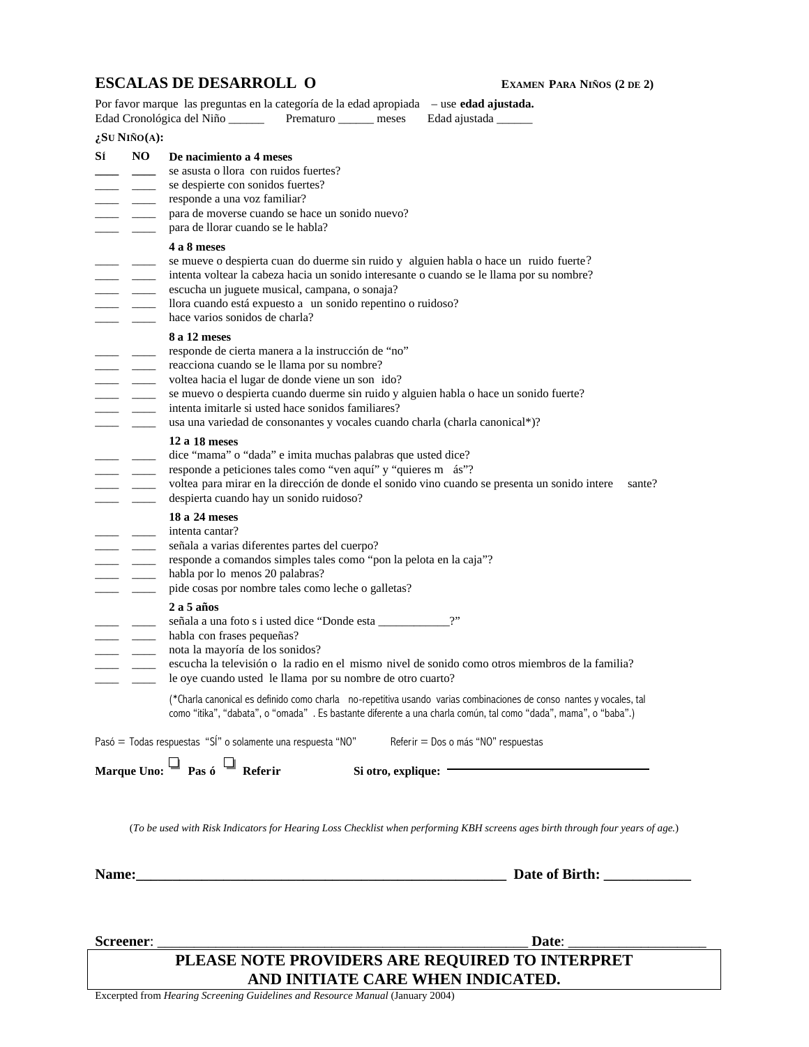## ESCALAS DE DESARROLLO

**EXAMEN PARA NIÑOS (2 DE 2)**

Por favor marque las preguntas en la categoría de la edad apropiada – use **edad ajustada.**

Edad Cronológica del Niño ______ Prematuro ______ meses Edad ajustada ______

**¿SU NIÑO(A):**

| Sí | NO | |
|---|---|---|
| | | **De nacimiento a 4 meses** |
| ____ | ____ | se asusta o llora con ruidos fuertes? |
| ____ | ____ | se despierte con sonidos fuertes? |
| ____ | ____ | responde a una voz familiar? |
| ____ | ____ | para de moverse cuando se hace un sonido nuevo? |
| ____ | ____ | para de llorar cuando se le habla? |
| | | **4 a 8 meses** |
| ____ | ____ | se mueve o despierta cuando duerme sin ruido y alguien habla o hace un ruido fuerte? |
| ____ | ____ | intenta voltear la cabeza hacia un sonido interesante o cuando se le llama por su nombre? |
| ____ | ____ | escucha un juguete musical, campana, o sonaja? |
| ____ | ____ | llora cuando está expuesto a un sonido repentino o ruidoso? |
| ____ | ____ | hace varios sonidos de charla? |
| | | **8 a 12 meses** |
| ____ | ____ | responde de cierta manera a la instrucción de "no" |
| ____ | ____ | reacciona cuando se le llama por su nombre? |
| ____ | ____ | voltea hacia el lugar de donde viene un sonido? |
| ____ | ____ | se muevo o despierta cuando duerme sin ruido y alguien habla o hace un sonido fuerte? |
| ____ | ____ | intenta imitarle si usted hace sonidos familiares? |
| ____ | ____ | usa una variedad de consonantes y vocales cuando charla (charla canonical*)? |
| | | **12 a 18 meses** |
| ____ | ____ | dice "mama" o "dada" e imita muchas palabras que usted dice? |
| ____ | ____ | responde a peticiones tales como "ven aquí" y "quieres más"? |
| ____ | ____ | voltea para mirar en la dirección de donde el sonido vino cuando se presenta un sonido interesante? |
| ____ | ____ | despierta cuando hay un sonido ruidoso? |
| | | **18 a 24 meses** |
| ____ | ____ | intenta cantar? |
| ____ | ____ | señala a varias diferentes partes del cuerpo? |
| ____ | ____ | responde a comandos simples tales como "pon la pelota en la caja"? |
| ____ | ____ | habla por lo menos 20 palabras? |
| ____ | ____ | pide cosas por nombre tales como leche o galletas? |
| | | **2 a 5 años** |
| ____ | ____ | señala a una foto si usted dice "Donde esta ____________?" |
| ____ | ____ | habla con frases pequeñas? |
| ____ | ____ | nota la mayoría de los sonidos? |
| ____ | ____ | escucha la televisión o la radio en el mismo nivel de sonido como otros miembros de la familia? |
| ____ | ____ | le oye cuando usted le llama por su nombre de otro cuarto? |

(*Charla canonical es definido como charla no-repetitiva usando varias combinaciones de consonantes y vocales, tal como "itika", "dabata", o "omada". Es bastante diferente a una charla común, tal como "dada", mama", o "baba".)

Pasó = Todas respuestas "SÍ" o solamente una respuesta "NO"  Referir = Dos o más "NO" respuestas

**Marque Uno:** ☐ **Pas ó** ☐ **Referir**  **Si otro, explique:** ____________________

(*To be used with Risk Indicators for Hearing Loss Checklist when performing KBH screens ages birth through four years of age.*)

**Name:**_____________________________________________ **Date of Birth:** ____________

**Screener**: _____________________________________________ **Date**: ____________________

**PLEASE NOTE PROVIDERS ARE REQUIRED TO INTERPRET AND INITIATE CARE WHEN INDICATED.**

Excerpted from *Hearing Screening Guidelines and Resource Manual* (January 2004)